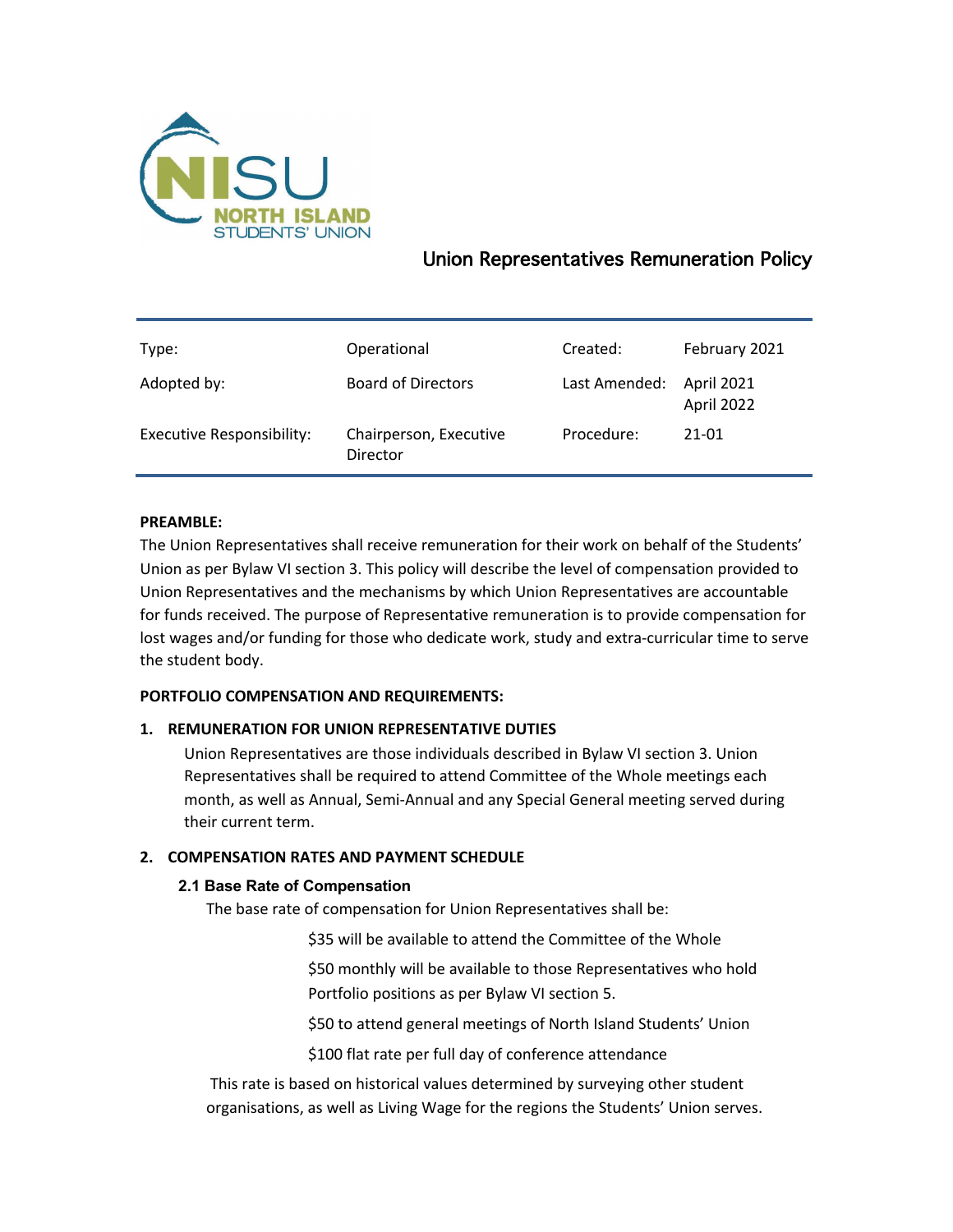NISU NORTH ISLAND STUDENTS' UNION

# Union Representatives Remuneration Policy

| Type: | Operational | Created: | February 2021 |
|---|---|---|---|
| Adopted by: | Board of Directors | Last Amended: | April 2021<br>April 2022 |
| Executive Responsibility: | Chairperson, Executive Director | Procedure: | 21-01 |

**PREAMBLE:**

The Union Representatives shall receive remuneration for their work on behalf of the Students' Union as per Bylaw VI section 3. This policy will describe the level of compensation provided to Union Representatives and the mechanisms by which Union Representatives are accountable for funds received. The purpose of Representative remuneration is to provide compensation for lost wages and/or funding for those who dedicate work, study and extra-curricular time to serve the student body.

**PORTFOLIO COMPENSATION AND REQUIREMENTS:**

**1. REMUNERATION FOR UNION REPRESENTATIVE DUTIES**

Union Representatives are those individuals described in Bylaw VI section 3. Union Representatives shall be required to attend Committee of the Whole meetings each month, as well as Annual, Semi-Annual and any Special General meeting served during their current term.

**2. COMPENSATION RATES AND PAYMENT SCHEDULE**

**2.1 Base Rate of Compensation**

The base rate of compensation for Union Representatives shall be:

$35 will be available to attend the Committee of the Whole

$50 monthly will be available to those Representatives who hold Portfolio positions as per Bylaw VI section 5.

$50 to attend general meetings of North Island Students' Union

$100 flat rate per full day of conference attendance

This rate is based on historical values determined by surveying other student organisations, as well as Living Wage for the regions the Students' Union serves.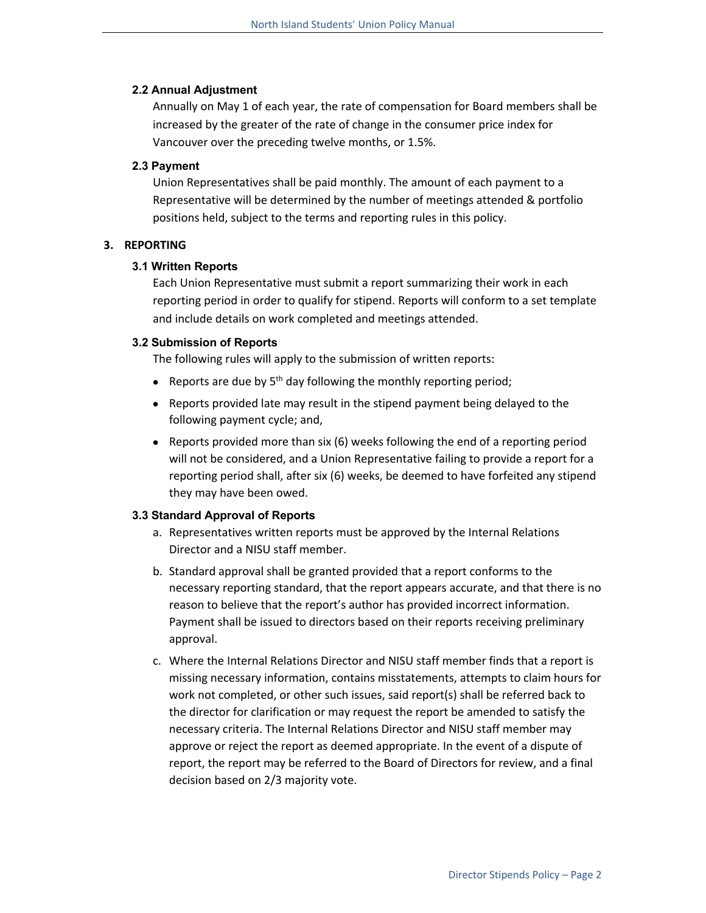### 2.2 Annual Adjustment

Annually on May 1 of each year, the rate of compensation for Board members shall be increased by the greater of the rate of change in the consumer price index for Vancouver over the preceding twelve months, or 1.5%.

### 2.3 Payment

Union Representatives shall be paid monthly. The amount of each payment to a Representative will be determined by the number of meetings attended & portfolio positions held, subject to the terms and reporting rules in this policy.

## 3. REPORTING

### 3.1 Written Reports

Each Union Representative must submit a report summarizing their work in each reporting period in order to qualify for stipend. Reports will conform to a set template and include details on work completed and meetings attended.

### 3.2 Submission of Reports

The following rules will apply to the submission of written reports:

- Reports are due by 5th day following the monthly reporting period;
- Reports provided late may result in the stipend payment being delayed to the following payment cycle; and,
- Reports provided more than six (6) weeks following the end of a reporting period will not be considered, and a Union Representative failing to provide a report for a reporting period shall, after six (6) weeks, be deemed to have forfeited any stipend they may have been owed.

### 3.3 Standard Approval of Reports

a. Representatives written reports must be approved by the Internal Relations Director and a NISU staff member.

b. Standard approval shall be granted provided that a report conforms to the necessary reporting standard, that the report appears accurate, and that there is no reason to believe that the report's author has provided incorrect information. Payment shall be issued to directors based on their reports receiving preliminary approval.

c. Where the Internal Relations Director and NISU staff member finds that a report is missing necessary information, contains misstatements, attempts to claim hours for work not completed, or other such issues, said report(s) shall be referred back to the director for clarification or may request the report be amended to satisfy the necessary criteria. The Internal Relations Director and NISU staff member may approve or reject the report as deemed appropriate. In the event of a dispute of report, the report may be referred to the Board of Directors for review, and a final decision based on 2/3 majority vote.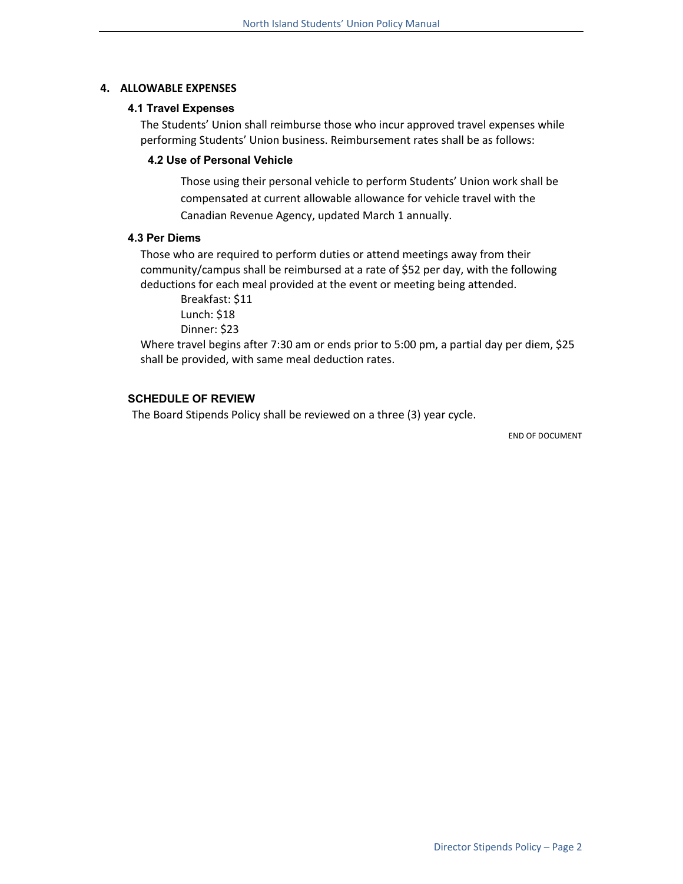## 4. ALLOWABLE EXPENSES

### 4.1 Travel Expenses

The Students' Union shall reimburse those who incur approved travel expenses while performing Students' Union business. Reimbursement rates shall be as follows:

#### 4.2 Use of Personal Vehicle

Those using their personal vehicle to perform Students' Union work shall be compensated at current allowable allowance for vehicle travel with the Canadian Revenue Agency, updated March 1 annually.

### 4.3 Per Diems

Those who are required to perform duties or attend meetings away from their community/campus shall be reimbursed at a rate of $52 per day, with the following deductions for each meal provided at the event or meeting being attended.

Breakfast: $11
Lunch: $18
Dinner: $23

Where travel begins after 7:30 am or ends prior to 5:00 pm, a partial day per diem, $25 shall be provided, with same meal deduction rates.

### SCHEDULE OF REVIEW

The Board Stipends Policy shall be reviewed on a three (3) year cycle.

END OF DOCUMENT